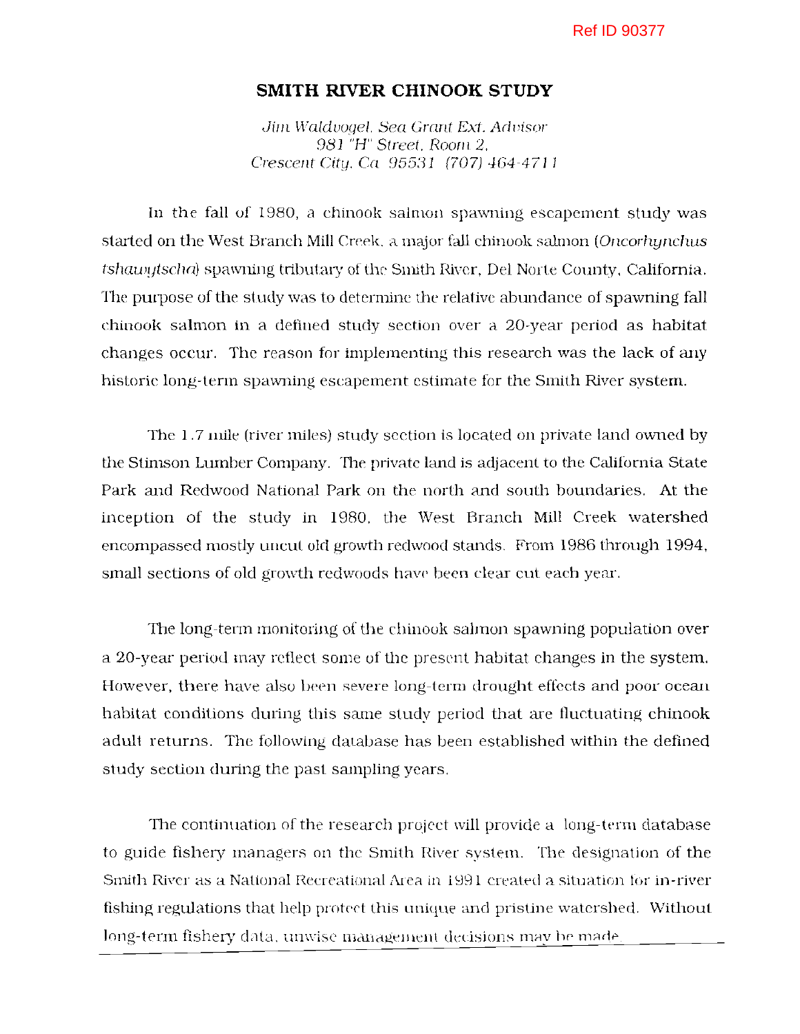# SMITH RIVER CHINOOK STUDY

*Jim Waldvogel, Sea Grant Ext. Advisor*
*981 "H" Street, Room 2,*
*Crescent City, Ca 95531 (707) 464-4711*

In the fall of 1980, a chinook salmon spawning escapement study was started on the West Branch Mill Creek, a major fall chinook salmon (*Oncorhynchus tshawytscha*) spawning tributary of the Smith River, Del Norte County, California. The purpose of the study was to determine the relative abundance of spawning fall chinook salmon in a defined study section over a 20-year period as habitat changes occur. The reason for implementing this research was the lack of any historic long-term spawning escapement estimate for the Smith River system.

The 1.7 mile (river miles) study section is located on private land owned by the Stimson Lumber Company. The private land is adjacent to the California State Park and Redwood National Park on the north and south boundaries. At the inception of the study in 1980, the West Branch Mill Creek watershed encompassed mostly uncut old growth redwood stands. From 1986 through 1994, small sections of old growth redwoods have been clear cut each year.

The long-term monitoring of the chinook salmon spawning population over a 20-year period may reflect some of the present habitat changes in the system. However, there have also been severe long-term drought effects and poor ocean habitat conditions during this same study period that are fluctuating chinook adult returns. The following database has been established within the defined study section during the past sampling years.

The continuation of the research project will provide a long-term database to guide fishery managers on the Smith River system. The designation of the Smith River as a National Recreational Area in 1991 created a situation for in-river fishing regulations that help protect this unique and pristine watershed. Without long-term fishery data, unwise management decisions may be made.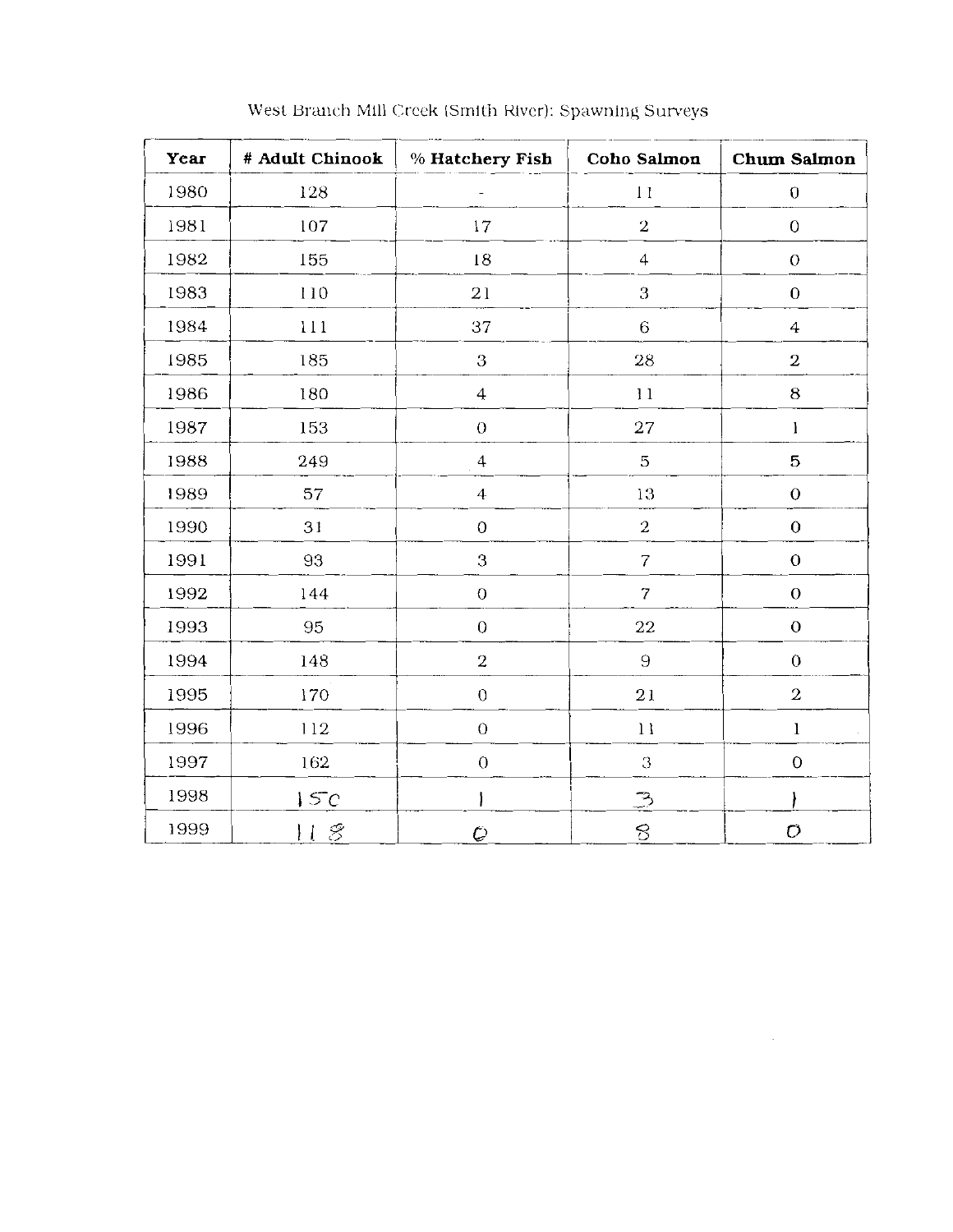West Branch Mill Creek (Smith River): Spawning Surveys

| Year | # Adult Chinook | % Hatchery Fish | Coho Salmon | Chum Salmon |
|---|---|---|---|---|
| 1980 | 128 | - | 11 | 0 |
| 1981 | 107 | 17 | 2 | 0 |
| 1982 | 155 | 18 | 4 | 0 |
| 1983 | 110 | 21 | 3 | 0 |
| 1984 | 111 | 37 | 6 | 4 |
| 1985 | 185 | 3 | 28 | 2 |
| 1986 | 180 | 4 | 11 | 8 |
| 1987 | 153 | 0 | 27 | 1 |
| 1988 | 249 | 4 | 5 | 5 |
| 1989 | 57 | 4 | 13 | 0 |
| 1990 | 31 | 0 | 2 | 0 |
| 1991 | 93 | 3 | 7 | 0 |
| 1992 | 144 | 0 | 7 | 0 |
| 1993 | 95 | 0 | 22 | 0 |
| 1994 | 148 | 2 | 9 | 0 |
| 1995 | 170 | 0 | 21 | 2 |
| 1996 | 112 | 0 | 11 | 1 |
| 1997 | 162 | 0 | 3 | 0 |
| 1998 | 150 | 1 | 3 | 1 |
| 1999 | 118 | 0 | 8 | 0 |